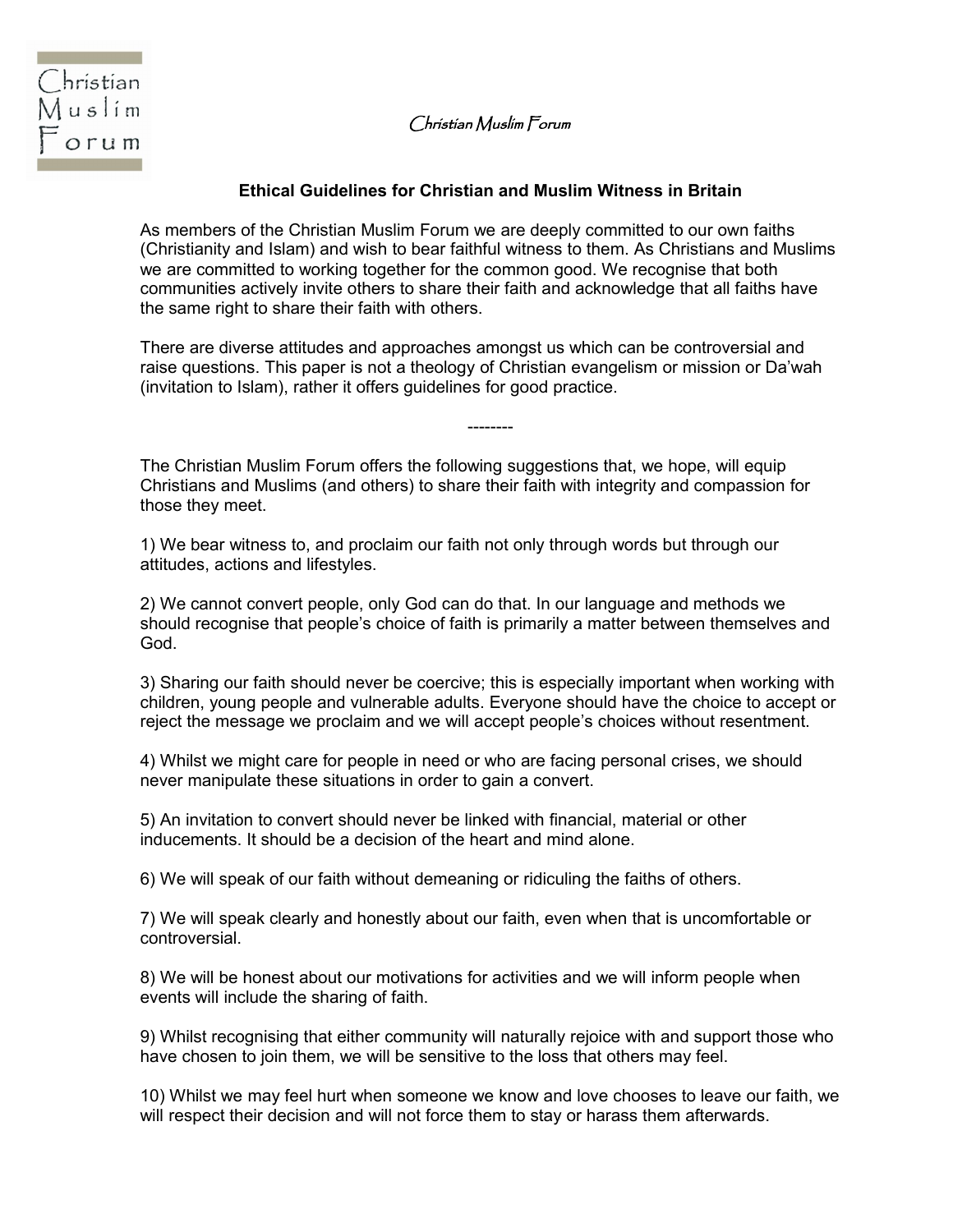Christian Muslim Forum

*Christian Muslim Forum*

## Ethical Guidelines for Christian and Muslim Witness in Britain

As members of the Christian Muslim Forum we are deeply committed to our own faiths (Christianity and Islam) and wish to bear faithful witness to them. As Christians and Muslims we are committed to working together for the common good. We recognise that both communities actively invite others to share their faith and acknowledge that all faiths have the same right to share their faith with others.

There are diverse attitudes and approaches amongst us which can be controversial and raise questions. This paper is not a theology of Christian evangelism or mission or Da'wah (invitation to Islam), rather it offers guidelines for good practice.

--------

The Christian Muslim Forum offers the following suggestions that, we hope, will equip Christians and Muslims (and others) to share their faith with integrity and compassion for those they meet.

1) We bear witness to, and proclaim our faith not only through words but through our attitudes, actions and lifestyles.

2) We cannot convert people, only God can do that. In our language and methods we should recognise that people's choice of faith is primarily a matter between themselves and God.

3) Sharing our faith should never be coercive; this is especially important when working with children, young people and vulnerable adults. Everyone should have the choice to accept or reject the message we proclaim and we will accept people's choices without resentment.

4) Whilst we might care for people in need or who are facing personal crises, we should never manipulate these situations in order to gain a convert.

5) An invitation to convert should never be linked with financial, material or other inducements. It should be a decision of the heart and mind alone.

6) We will speak of our faith without demeaning or ridiculing the faiths of others.

7) We will speak clearly and honestly about our faith, even when that is uncomfortable or controversial.

8) We will be honest about our motivations for activities and we will inform people when events will include the sharing of faith.

9) Whilst recognising that either community will naturally rejoice with and support those who have chosen to join them, we will be sensitive to the loss that others may feel.

10) Whilst we may feel hurt when someone we know and love chooses to leave our faith, we will respect their decision and will not force them to stay or harass them afterwards.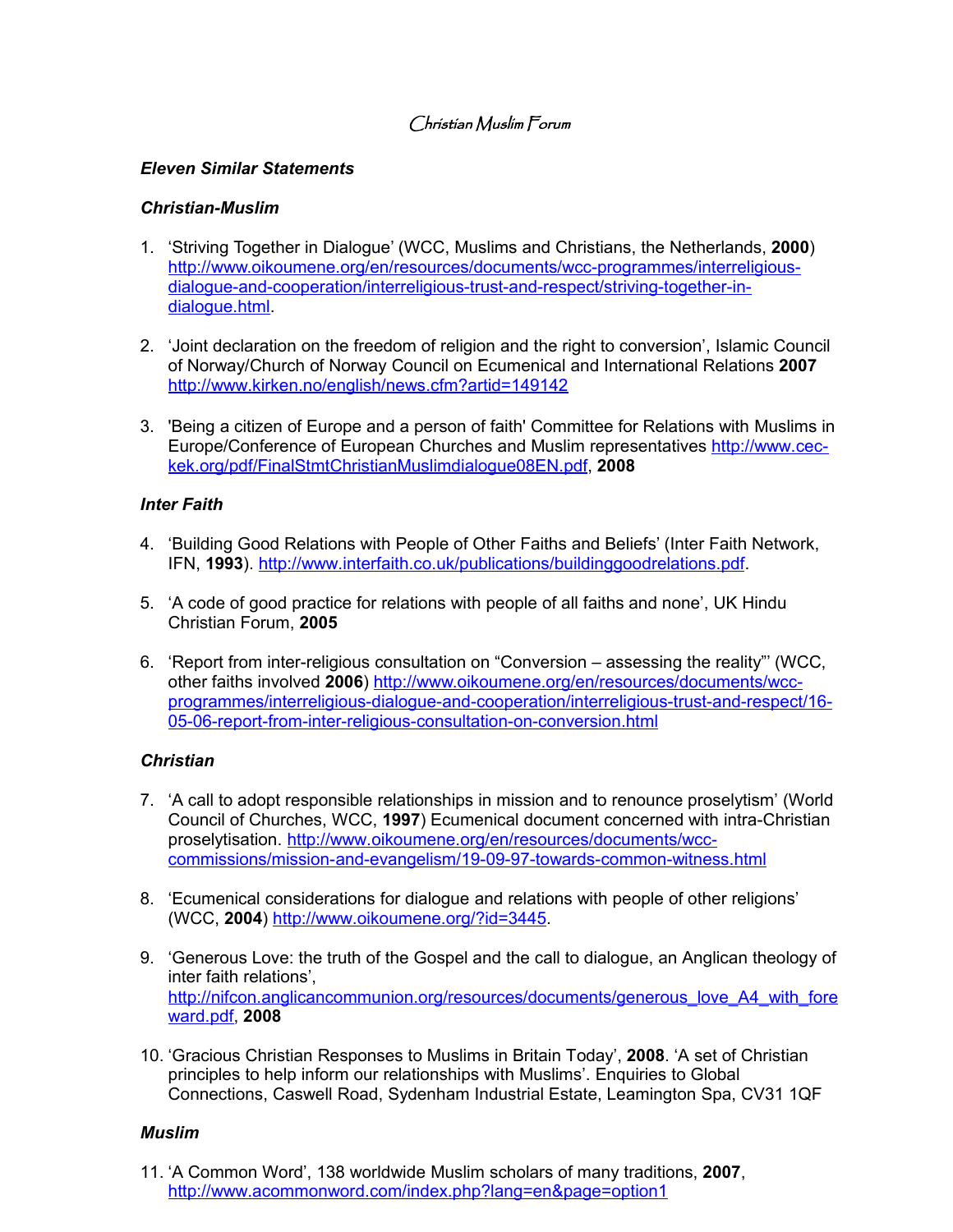Christian Muslim Forum

***Eleven Similar Statements***

***Christian-Muslim***

1. 'Striving Together in Dialogue' (WCC, Muslims and Christians, the Netherlands, **2000**) http://www.oikoumene.org/en/resources/documents/wcc-programmes/interreligious-dialogue-and-cooperation/interreligious-trust-and-respect/striving-together-in-dialogue.html.

2. 'Joint declaration on the freedom of religion and the right to conversion', Islamic Council of Norway/Church of Norway Council on Ecumenical and International Relations **2007** http://www.kirken.no/english/news.cfm?artid=149142

3. 'Being a citizen of Europe and a person of faith' Committee for Relations with Muslims in Europe/Conference of European Churches and Muslim representatives http://www.cec-kek.org/pdf/FinalStmtChristianMuslimdialogue08EN.pdf, **2008**

***Inter Faith***

4. 'Building Good Relations with People of Other Faiths and Beliefs' (Inter Faith Network, IFN, **1993**). http://www.interfaith.co.uk/publications/buildinggoodrelations.pdf.

5. 'A code of good practice for relations with people of all faiths and none', UK Hindu Christian Forum, **2005**

6. 'Report from inter-religious consultation on "Conversion – assessing the reality"' (WCC, other faiths involved **2006**) http://www.oikoumene.org/en/resources/documents/wcc-programmes/interreligious-dialogue-and-cooperation/interreligious-trust-and-respect/16-05-06-report-from-inter-religious-consultation-on-conversion.html

***Christian***

7. 'A call to adopt responsible relationships in mission and to renounce proselytism' (World Council of Churches, WCC, **1997**) Ecumenical document concerned with intra-Christian proselytisation. http://www.oikoumene.org/en/resources/documents/wcc-commissions/mission-and-evangelism/19-09-97-towards-common-witness.html

8. 'Ecumenical considerations for dialogue and relations with people of other religions' (WCC, **2004**) http://www.oikoumene.org/?id=3445.

9. 'Generous Love: the truth of the Gospel and the call to dialogue, an Anglican theology of inter faith relations', http://nifcon.anglicancommunion.org/resources/documents/generous_love_A4_with_foreward.pdf, **2008**

10. 'Gracious Christian Responses to Muslims in Britain Today', **2008**. 'A set of Christian principles to help inform our relationships with Muslims'. Enquiries to Global Connections, Caswell Road, Sydenham Industrial Estate, Leamington Spa, CV31 1QF

***Muslim***

11. 'A Common Word', 138 worldwide Muslim scholars of many traditions, **2007**, http://www.acommonword.com/index.php?lang=en&page=option1